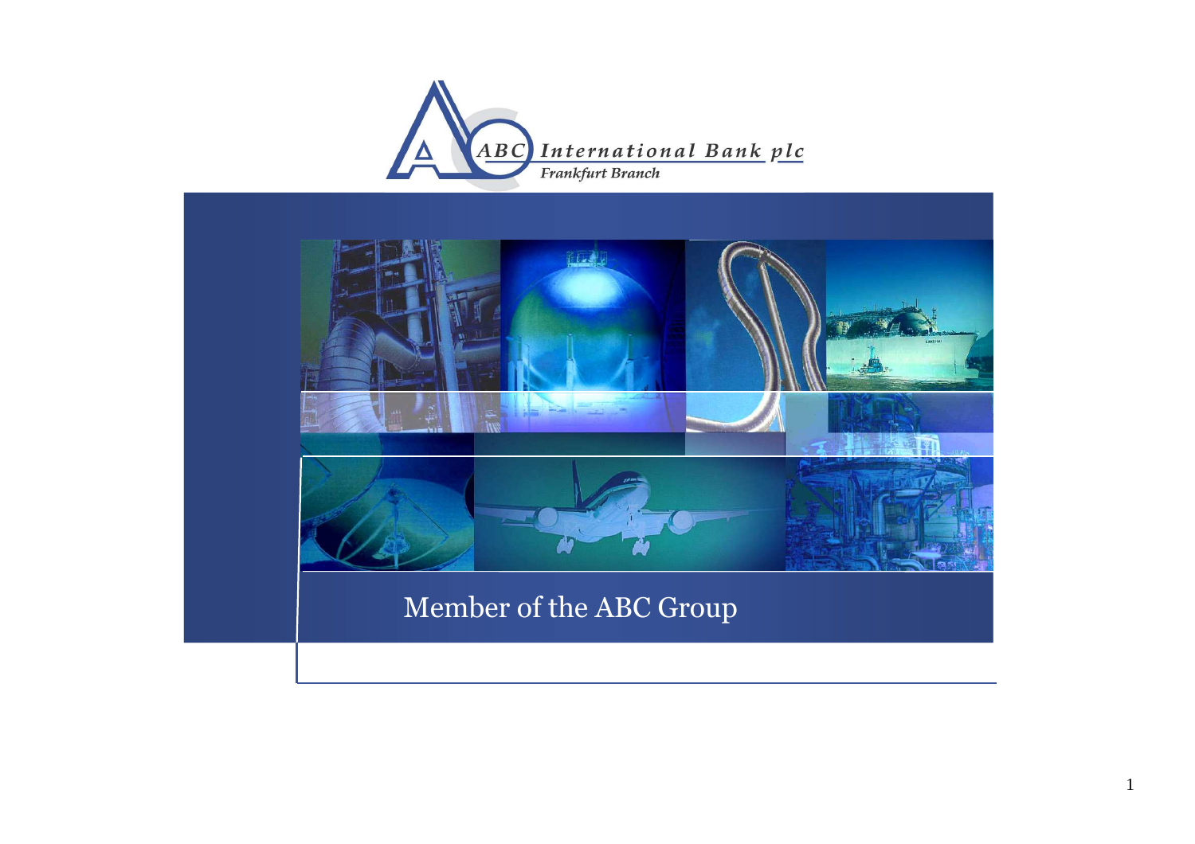ABC International Bank plc

*Frankfurt Branch*

# Member of the ABC Group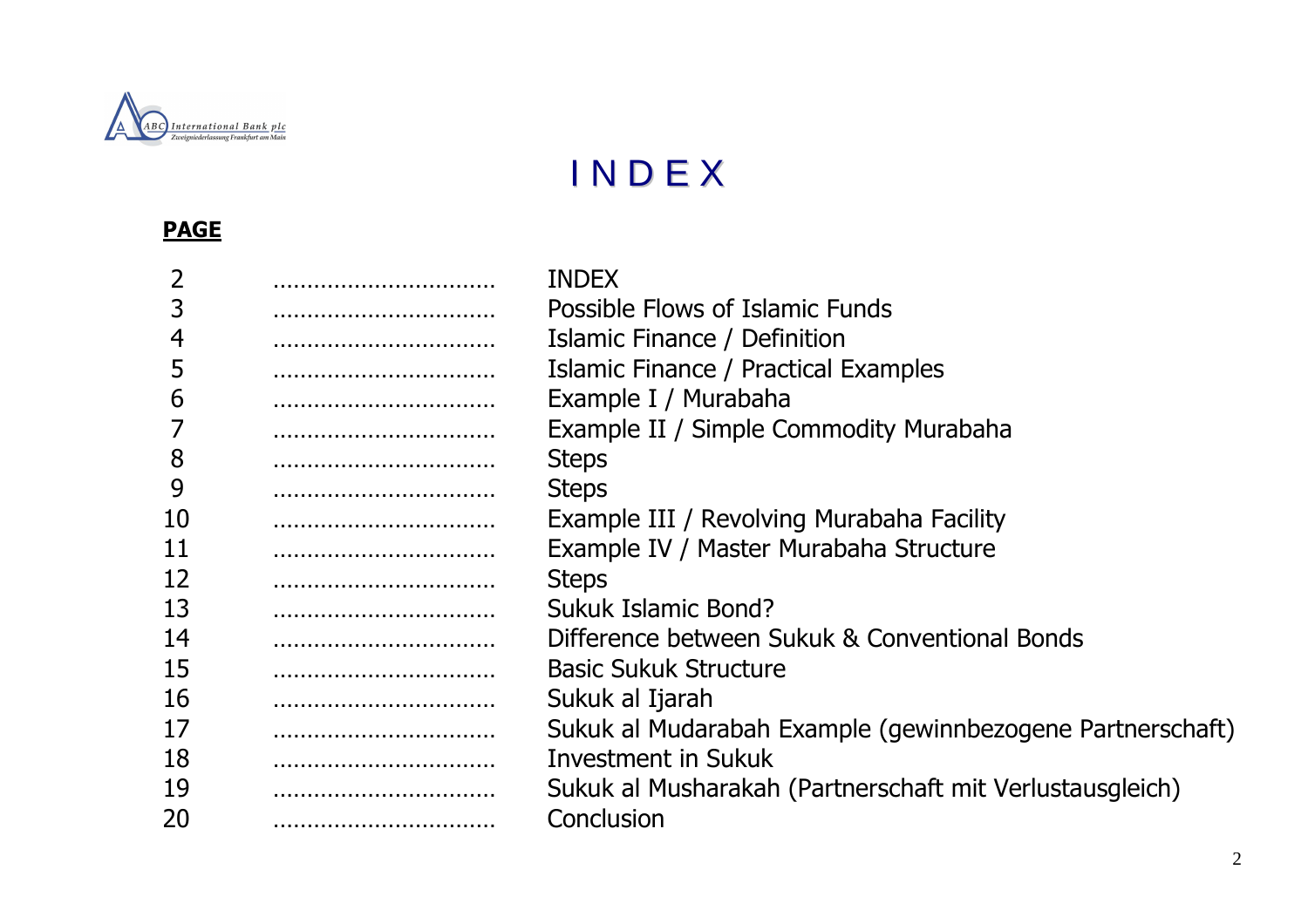ABC International Bank plc
Zweigniederlassung Frankfurt am Main

# I N D E X

**PAGE**

| PAGE | | |
|---|---|---|
| 2 | ................................ | INDEX |
| 3 | ................................ | Possible Flows of Islamic Funds |
| 4 | ................................ | Islamic Finance / Definition |
| 5 | ................................ | Islamic Finance / Practical Examples |
| 6 | ................................ | Example I / Murabaha |
| 7 | ................................ | Example II / Simple Commodity Murabaha |
| 8 | ................................ | Steps |
| 9 | ................................ | Steps |
| 10 | ................................ | Example III / Revolving Murabaha Facility |
| 11 | ................................ | Example IV / Master Murabaha Structure |
| 12 | ................................ | Steps |
| 13 | ................................ | Sukuk Islamic Bond? |
| 14 | ................................ | Difference between Sukuk & Conventional Bonds |
| 15 | ................................ | Basic Sukuk Structure |
| 16 | ................................ | Sukuk al Ijarah |
| 17 | ................................ | Sukuk al Mudarabah Example (gewinnbezogene Partnerschaft) |
| 18 | ................................ | Investment in Sukuk |
| 19 | ................................ | Sukuk al Musharakah (Partnerschaft mit Verlustausgleich) |
| 20 | ................................ | Conclusion |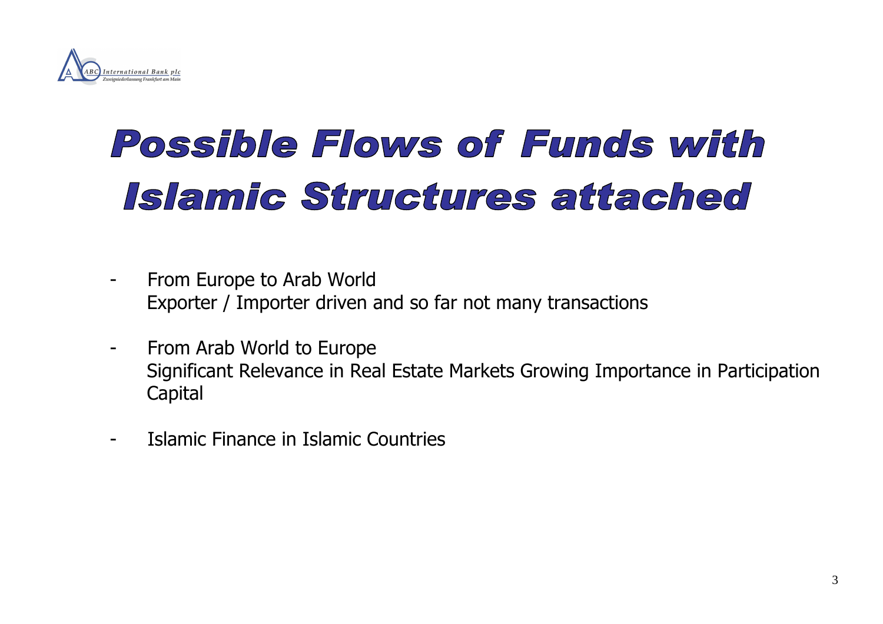# Possible Flows of Funds with Islamic Structures attached

- From Europe to Arab World
  Exporter / Importer driven and so far not many transactions
- From Arab World to Europe
  Significant Relevance in Real Estate Markets Growing Importance in Participation Capital
- Islamic Finance in Islamic Countries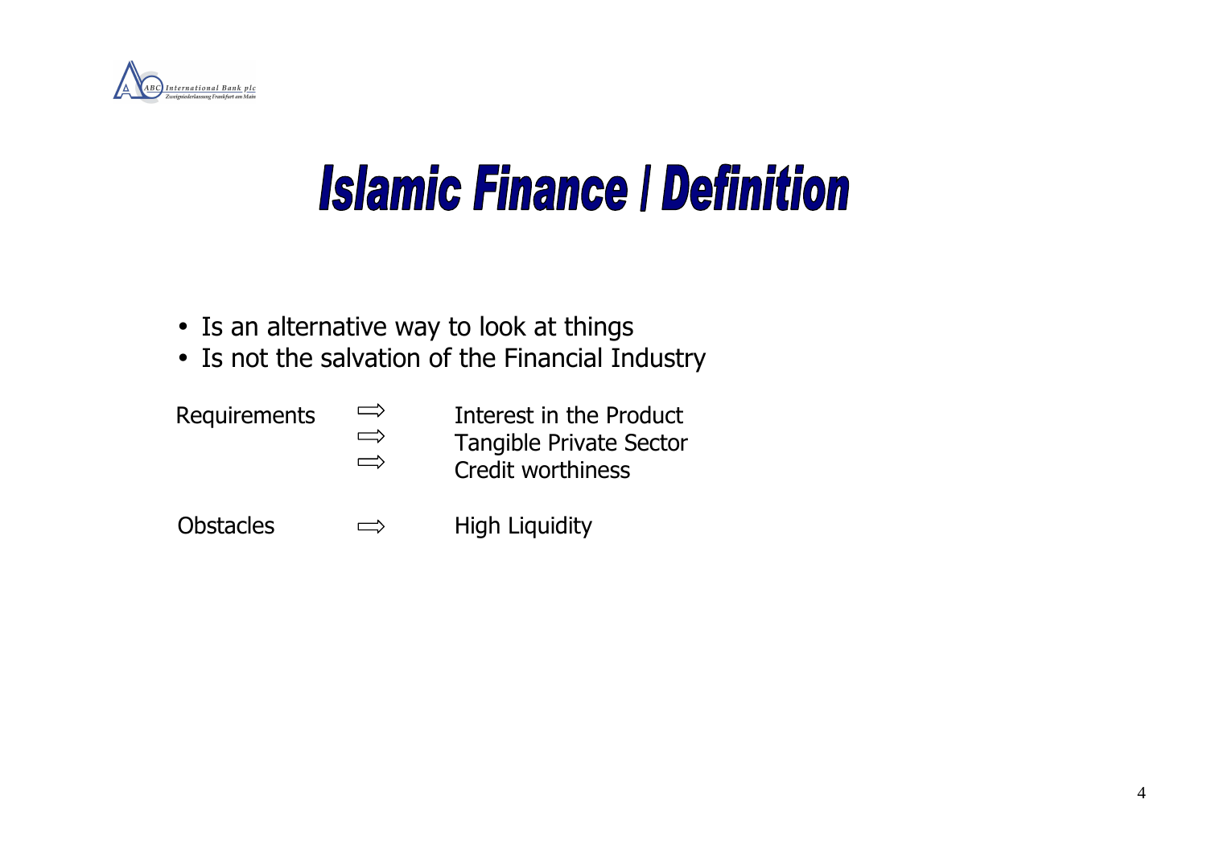# Islamic Finance | Definition

- Is an alternative way to look at things
- Is not the salvation of the Financial Industry

| | | |
|---|---|---|
| Requirements | ⇨ | Interest in the Product |
| | ⇨ | Tangible Private Sector |
| | ⇨ | Credit worthiness |
| Obstacles | ⇨ | High Liquidity |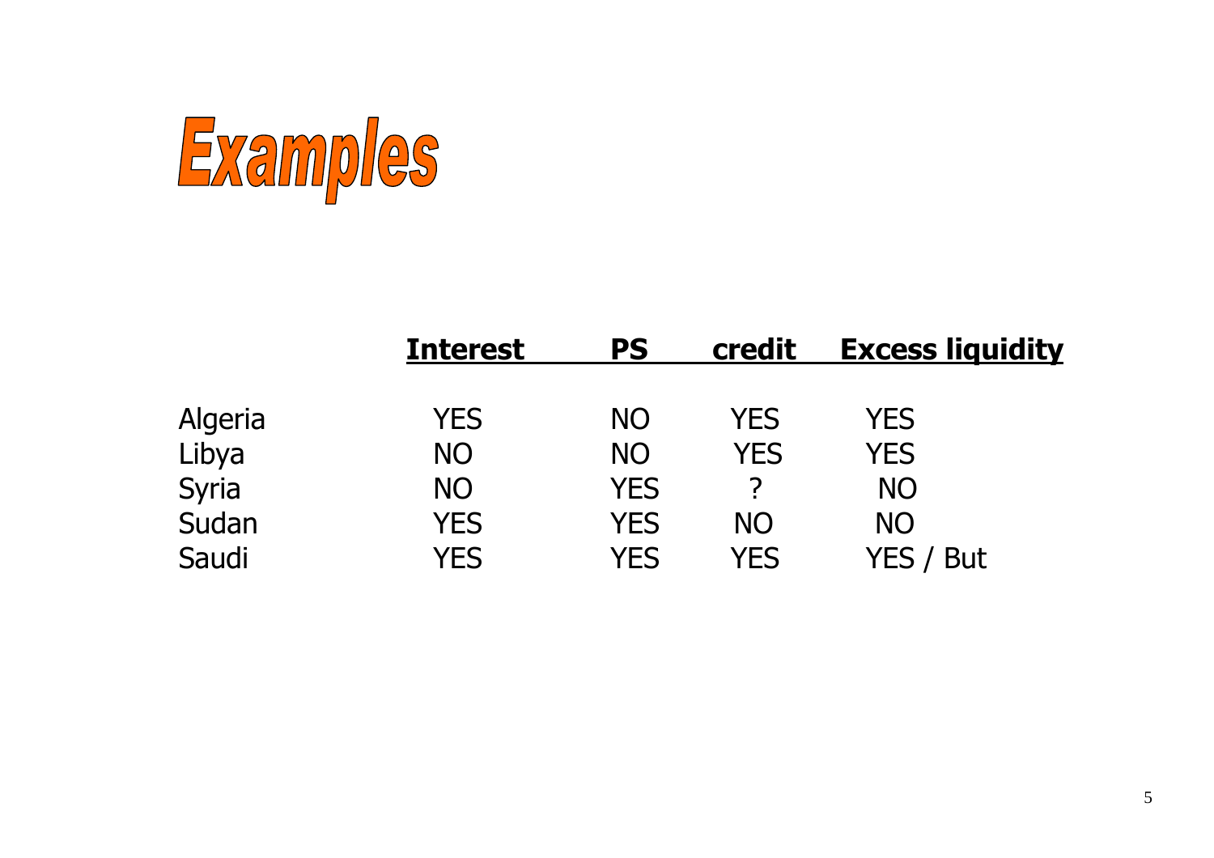# Examples

| | Interest | PS | credit | Excess liquidity |
|---|---|---|---|---|
| Algeria | YES | NO | YES | YES |
| Libya | NO | NO | YES | YES |
| Syria | NO | YES | ? | NO |
| Sudan | YES | YES | NO | NO |
| Saudi | YES | YES | YES | YES / But |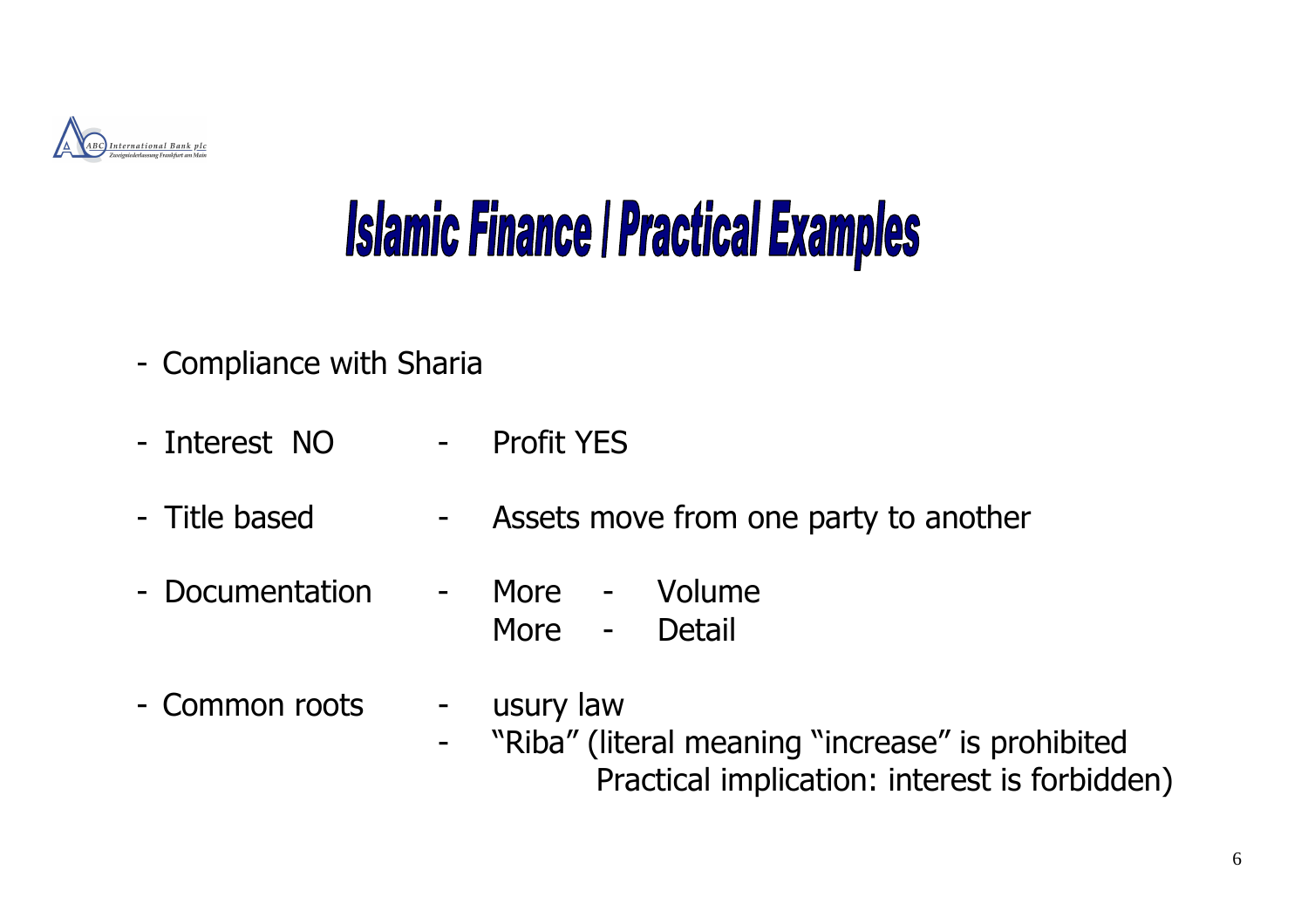# Islamic Finance / Practical Examples

- Compliance with Sharia
- Interest NO - Profit YES
- Title based - Assets move from one party to another
- Documentation - More - Volume
  More - Detail
- Common roots - usury law
  - "Riba" (literal meaning "increase" is prohibited
    Practical implication: interest is forbidden)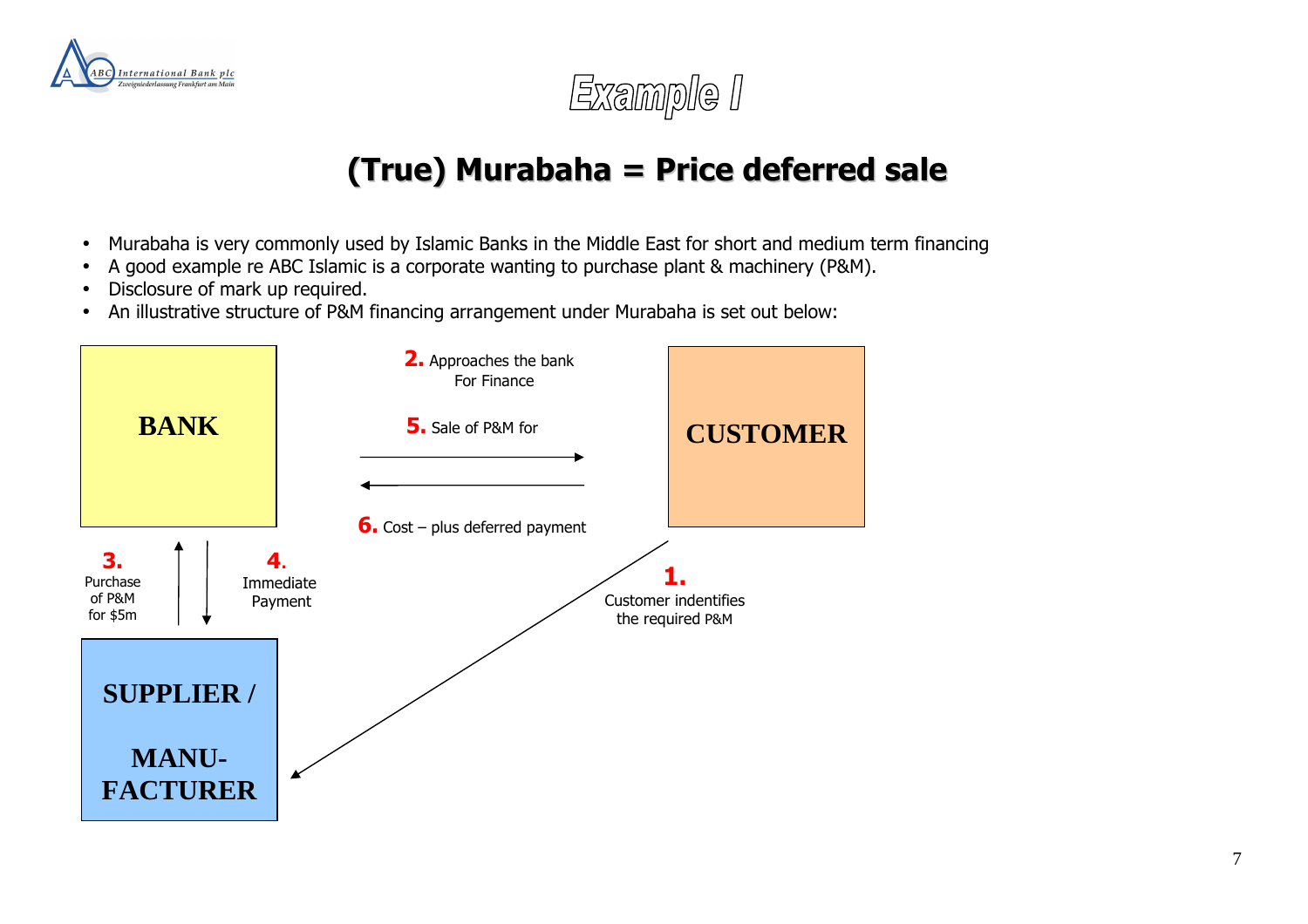# Example I

## (True) Murabaha = Price deferred sale

- Murabaha is very commonly used by Islamic Banks in the Middle East for short and medium term financing
- A good example re ABC Islamic is a corporate wanting to purchase plant & machinery (P&M).
- Disclosure of mark up required.
- An illustrative structure of P&M financing arrangement under Murabaha is set out below:

**BANK**

**CUSTOMER**

**SUPPLIER / MANU-FACTURER**

**1.** Customer indentifies the required P&M

**2.** Approaches the bank For Finance

**3.** Purchase of P&M for $5m

**4.** Immediate Payment

**5.** Sale of P&M for

**6.** Cost – plus deferred payment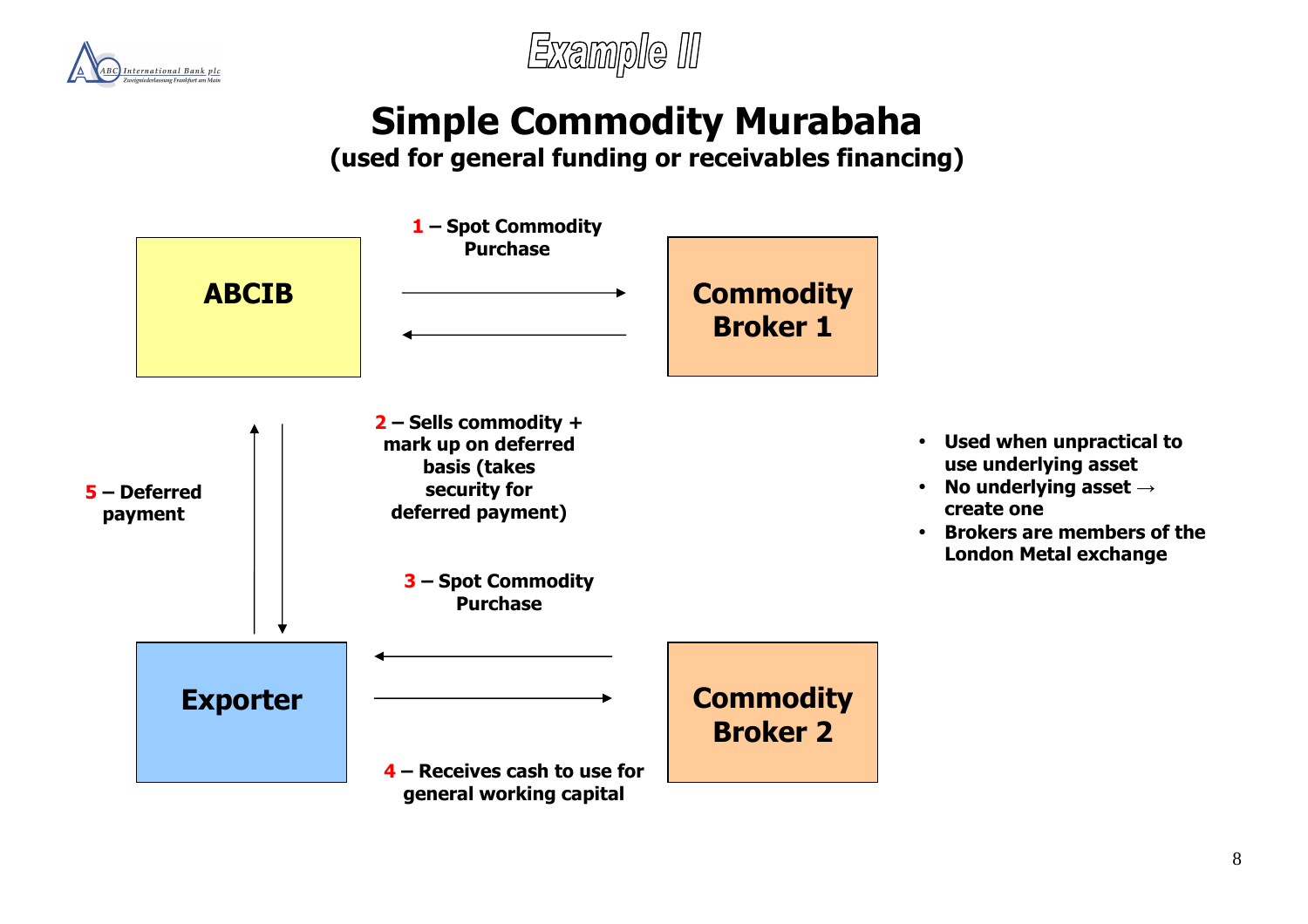# Example II

## Simple Commodity Murabaha

**(used for general funding or receivables financing)**

**ABCIB**

**Commodity Broker 1**

**1 – Spot Commodity Purchase**

**2 – Sells commodity + mark up on deferred basis (takes security for deferred payment)**

**5 – Deferred payment**

**3 – Spot Commodity Purchase**

**Exporter**

**Commodity Broker 2**

**4 – Receives cash to use for general working capital**

- **Used when unpractical to use underlying asset**
- **No underlying asset → create one**
- **Brokers are members of the London Metal exchange**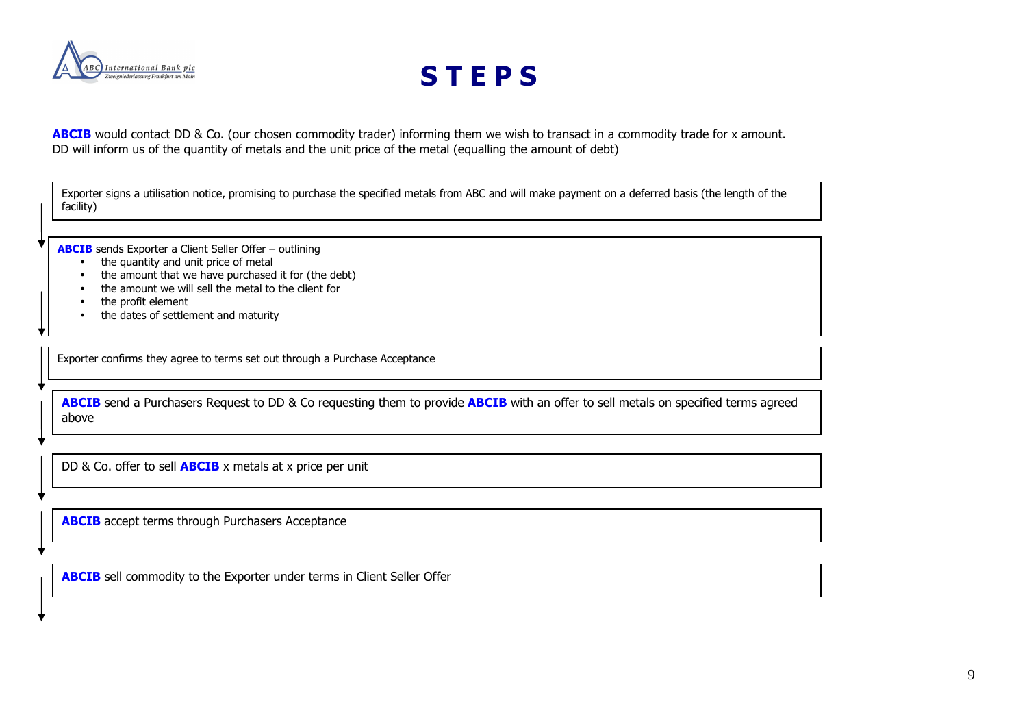# STEPS

**ABCIB** would contact DD & Co. (our chosen commodity trader) informing them we wish to transact in a commodity trade for x amount. DD will inform us of the quantity of metals and the unit price of the metal (equalling the amount of debt)

Exporter signs a utilisation notice, promising to purchase the specified metals from ABC and will make payment on a deferred basis (the length of the facility)

↓

**ABCIB** sends Exporter a Client Seller Offer – outlining

- the quantity and unit price of metal
- the amount that we have purchased it for (the debt)
- the amount we will sell the metal to the client for
- the profit element
- the dates of settlement and maturity

↓

Exporter confirms they agree to terms set out through a Purchase Acceptance

↓

**ABCIB** send a Purchasers Request to DD & Co requesting them to provide **ABCIB** with an offer to sell metals on specified terms agreed above

↓

DD & Co. offer to sell **ABCIB** x metals at x price per unit

↓

**ABCIB** accept terms through Purchasers Acceptance

↓

**ABCIB** sell commodity to the Exporter under terms in Client Seller Offer

↓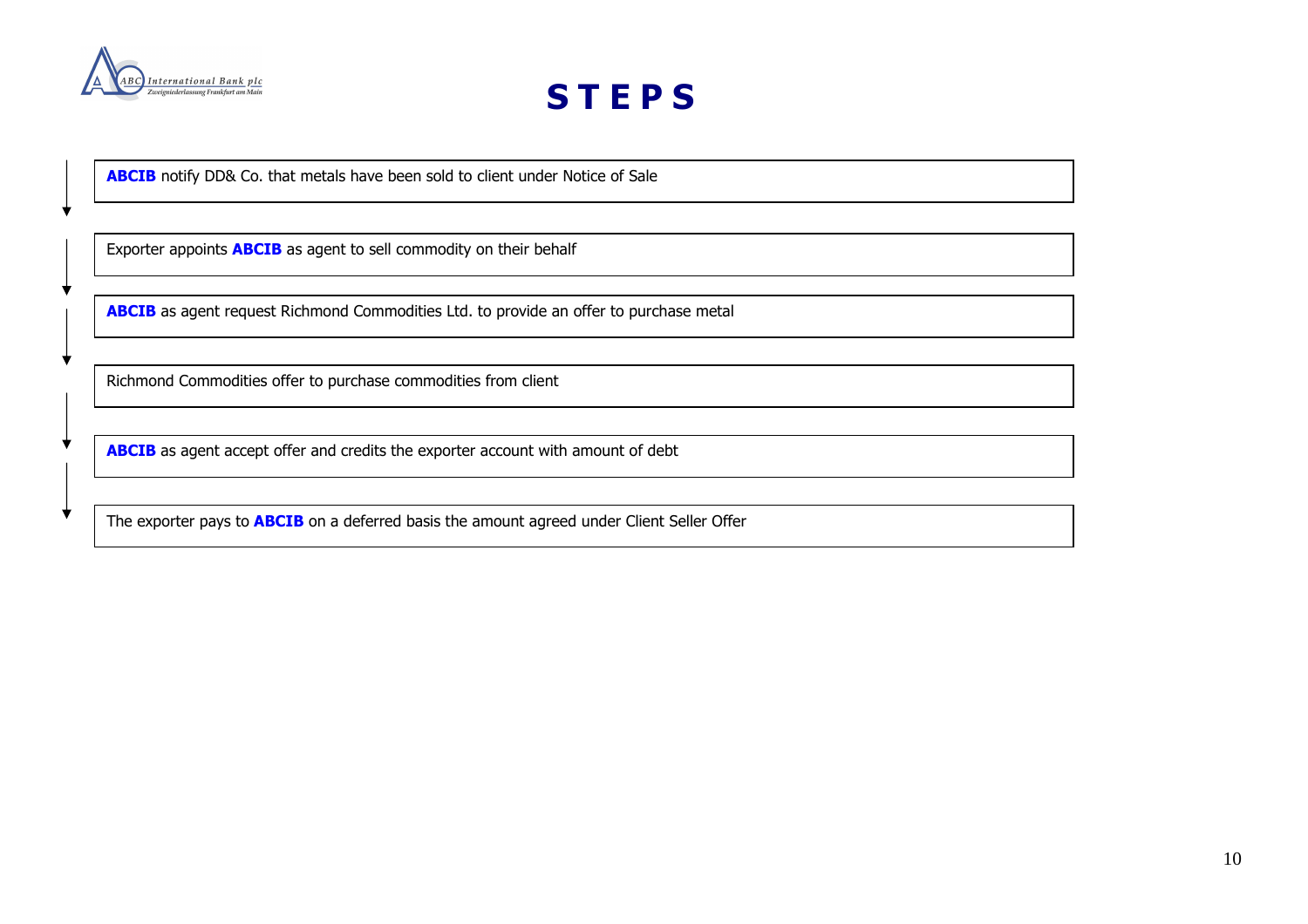# STEPS

**ABCIB** notify DD& Co. that metals have been sold to client under Notice of Sale

↓

Exporter appoints **ABCIB** as agent to sell commodity on their behalf

↓

**ABCIB** as agent request Richmond Commodities Ltd. to provide an offer to purchase metal

↓

Richmond Commodities offer to purchase commodities from client

↓

**ABCIB** as agent accept offer and credits the exporter account with amount of debt

↓

The exporter pays to **ABCIB** on a deferred basis the amount agreed under Client Seller Offer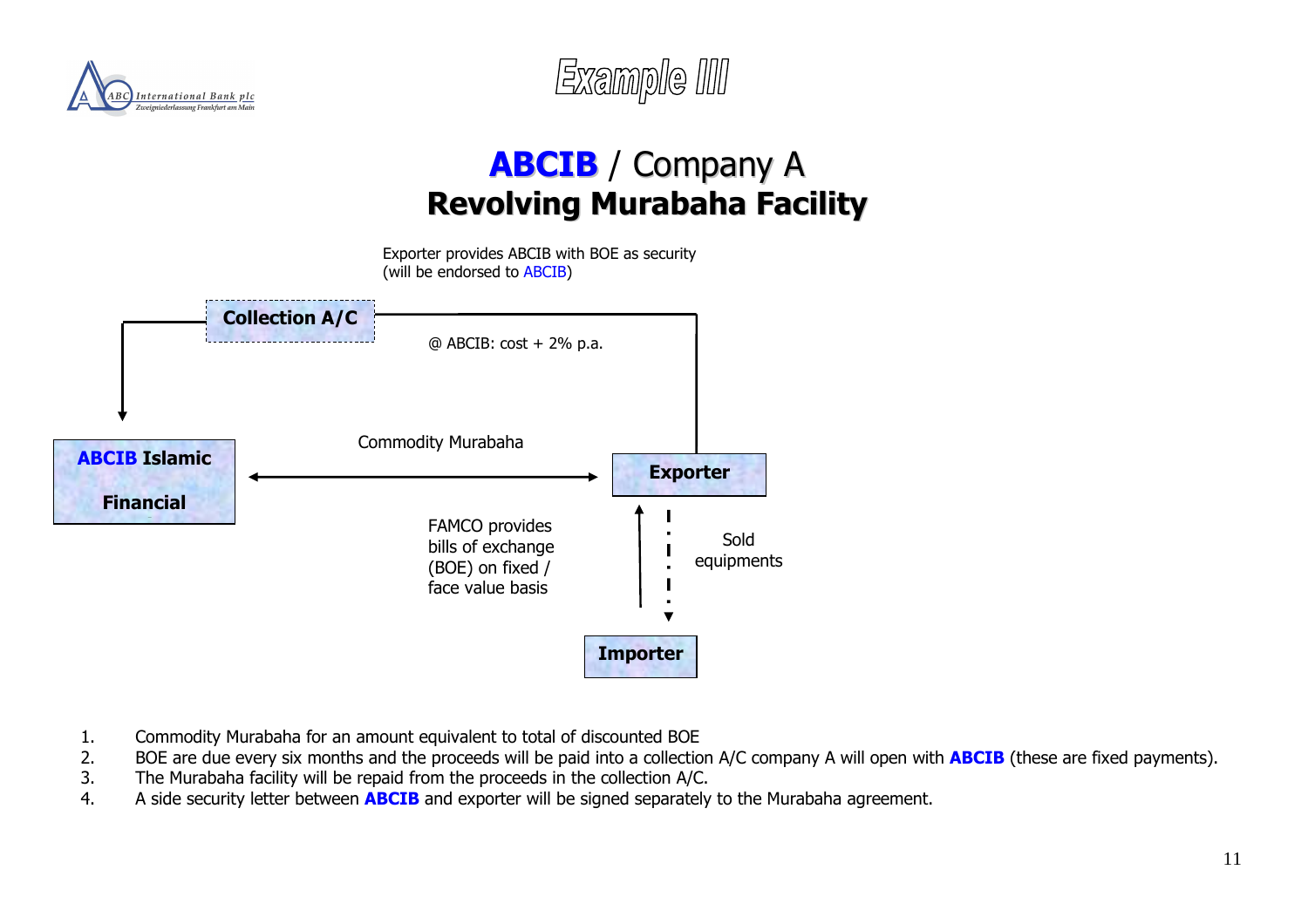# Example III

## ABCIB / Company A
## Revolving Murabaha Facility

Exporter provides ABCIB with BOE as security (will be endorsed to ABCIB)

**Collection A/C**

@ ABCIB: cost + 2% p.a.

**ABCIB Islamic Financial**

Commodity Murabaha

**Exporter**

FAMCO provides bills of exchange (BOE) on fixed / face value basis

Sold equipments

**Importer**

1. Commodity Murabaha for an amount equivalent to total of discounted BOE
2. BOE are due every six months and the proceeds will be paid into a collection A/C company A will open with **ABCIB** (these are fixed payments).
3. The Murabaha facility will be repaid from the proceeds in the collection A/C.
4. A side security letter between **ABCIB** and exporter will be signed separately to the Murabaha agreement.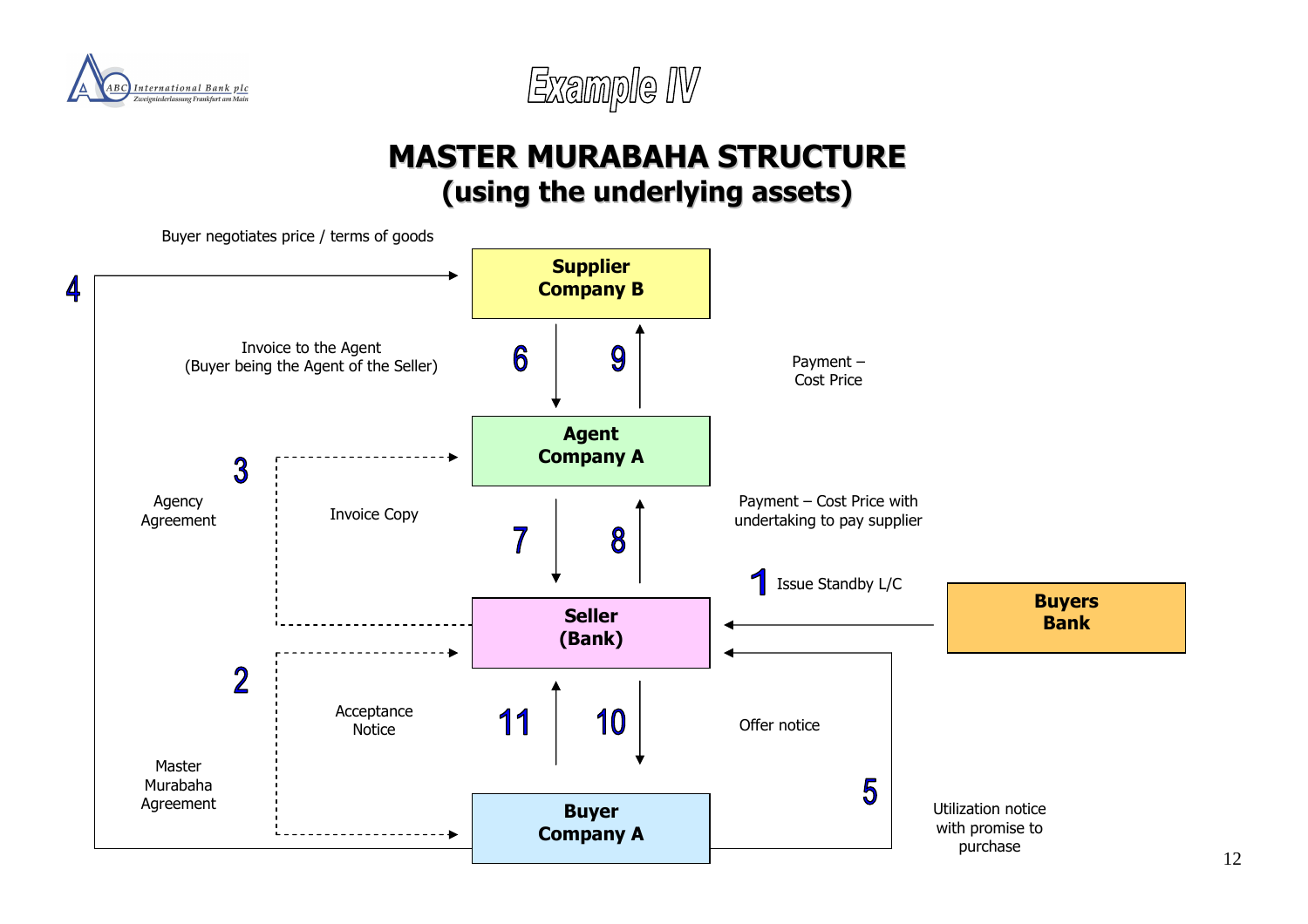# Example IV

## MASTER MURABAHA STRUCTURE
## (using the underlying assets)

Buyer negotiates price / terms of goods

**Supplier Company B**

**Agent Company A**

**Seller (Bank)**

**Buyers Bank**

**Buyer Company A**

1. Issue Standby L/C
2. Master Murabaha Agreement
3. Agency Agreement
4. Buyer negotiates price / terms of goods
5. Utilization notice with promise to purchase
6. Invoice to the Agent (Buyer being the Agent of the Seller)
7. Invoice Copy
8. Payment – Cost Price with undertaking to pay supplier
9. Payment – Cost Price
10. Offer notice
11. Acceptance Notice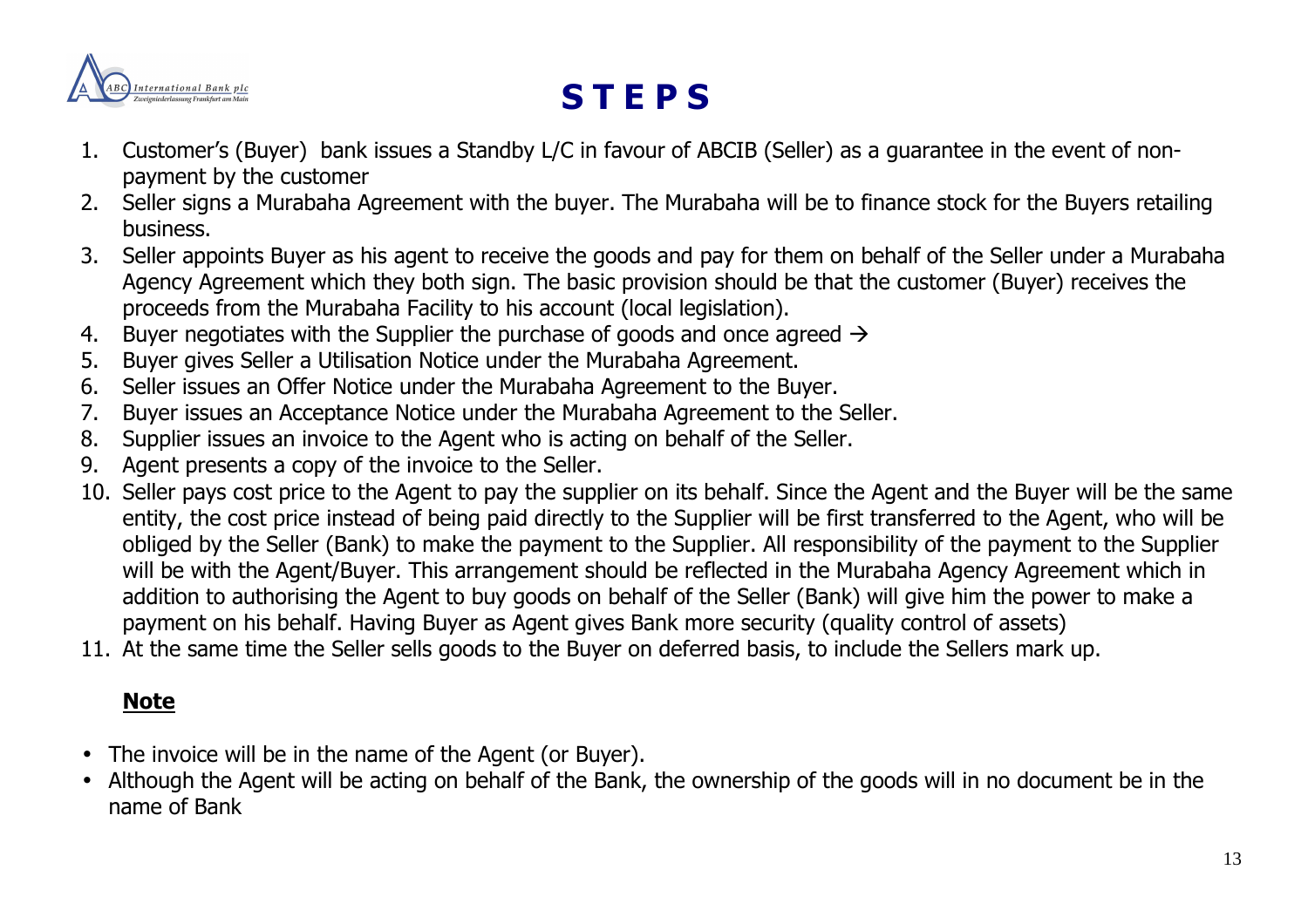# STEPS

1. Customer's (Buyer) bank issues a Standby L/C in favour of ABCIB (Seller) as a guarantee in the event of non-payment by the customer
2. Seller signs a Murabaha Agreement with the buyer. The Murabaha will be to finance stock for the Buyers retailing business.
3. Seller appoints Buyer as his agent to receive the goods and pay for them on behalf of the Seller under a Murabaha Agency Agreement which they both sign. The basic provision should be that the customer (Buyer) receives the proceeds from the Murabaha Facility to his account (local legislation).
4. Buyer negotiates with the Supplier the purchase of goods and once agreed →
5. Buyer gives Seller a Utilisation Notice under the Murabaha Agreement.
6. Seller issues an Offer Notice under the Murabaha Agreement to the Buyer.
7. Buyer issues an Acceptance Notice under the Murabaha Agreement to the Seller.
8. Supplier issues an invoice to the Agent who is acting on behalf of the Seller.
9. Agent presents a copy of the invoice to the Seller.
10. Seller pays cost price to the Agent to pay the supplier on its behalf. Since the Agent and the Buyer will be the same entity, the cost price instead of being paid directly to the Supplier will be first transferred to the Agent, who will be obliged by the Seller (Bank) to make the payment to the Supplier. All responsibility of the payment to the Supplier will be with the Agent/Buyer. This arrangement should be reflected in the Murabaha Agency Agreement which in addition to authorising the Agent to buy goods on behalf of the Seller (Bank) will give him the power to make a payment on his behalf. Having Buyer as Agent gives Bank more security (quality control of assets)
11. At the same time the Seller sells goods to the Buyer on deferred basis, to include the Sellers mark up.

**Note**

- The invoice will be in the name of the Agent (or Buyer).
- Although the Agent will be acting on behalf of the Bank, the ownership of the goods will in no document be in the name of Bank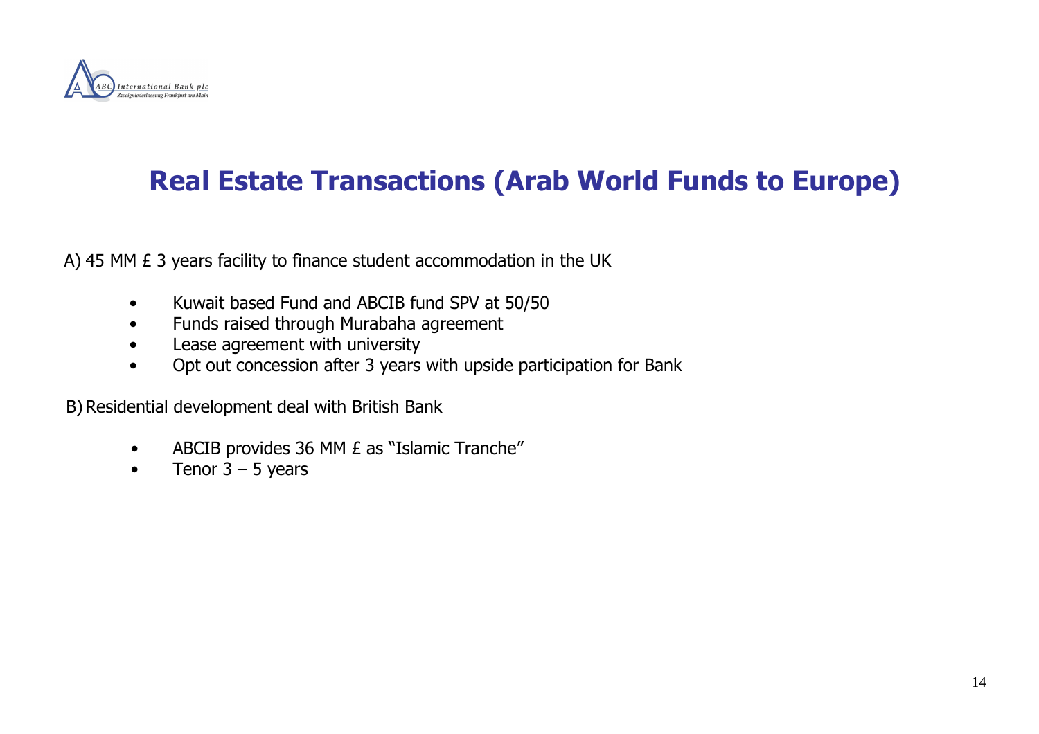# Real Estate Transactions (Arab World Funds to Europe)

A) 45 MM £ 3 years facility to finance student accommodation in the UK

- Kuwait based Fund and ABCIB fund SPV at 50/50
- Funds raised through Murabaha agreement
- Lease agreement with university
- Opt out concession after 3 years with upside participation for Bank

B) Residential development deal with British Bank

- ABCIB provides 36 MM £ as "Islamic Tranche"
- Tenor 3 – 5 years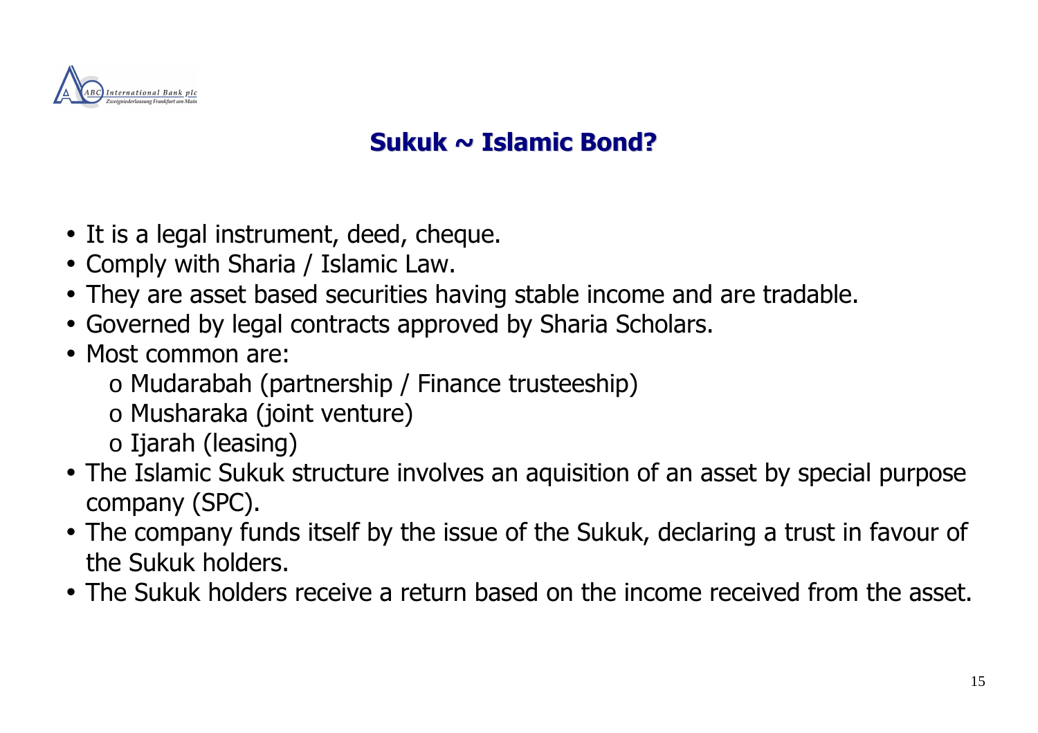## Sukuk ~ Islamic Bond?

- It is a legal instrument, deed, cheque.
- Comply with Sharia / Islamic Law.
- They are asset based securities having stable income and are tradable.
- Governed by legal contracts approved by Sharia Scholars.
- Most common are:
  - Mudarabah (partnership / Finance trusteeship)
  - Musharaka (joint venture)
  - Ijarah (leasing)
- The Islamic Sukuk structure involves an aquisition of an asset by special purpose company (SPC).
- The company funds itself by the issue of the Sukuk, declaring a trust in favour of the Sukuk holders.
- The Sukuk holders receive a return based on the income received from the asset.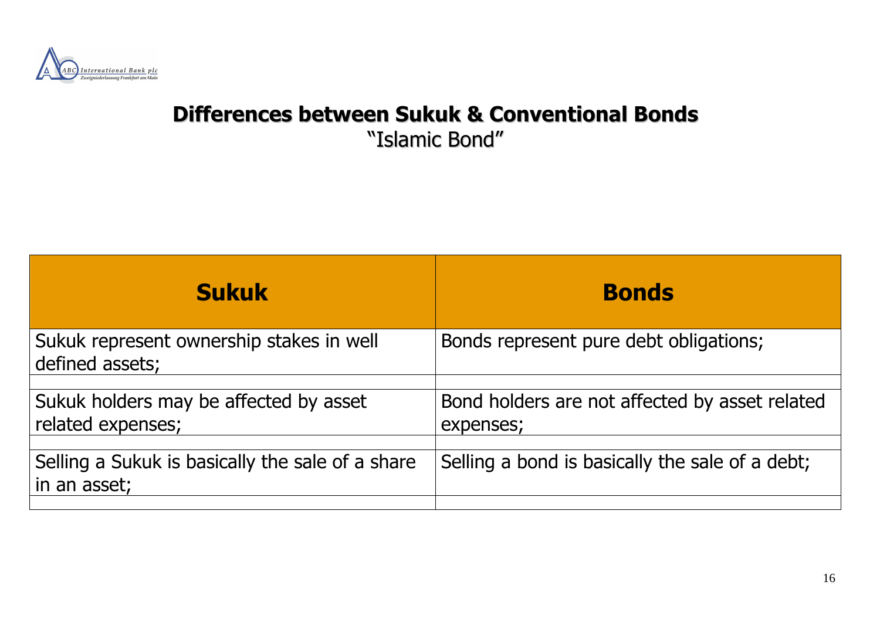## Differences between Sukuk & Conventional Bonds

"Islamic Bond"

| Sukuk | Bonds |
|---|---|
| Sukuk represent ownership stakes in well defined assets; | Bonds represent pure debt obligations; |
| Sukuk holders may be affected by asset related expenses; | Bond holders are not affected by asset related expenses; |
| Selling a Sukuk is basically the sale of a share in an asset; | Selling a bond is basically the sale of a debt; |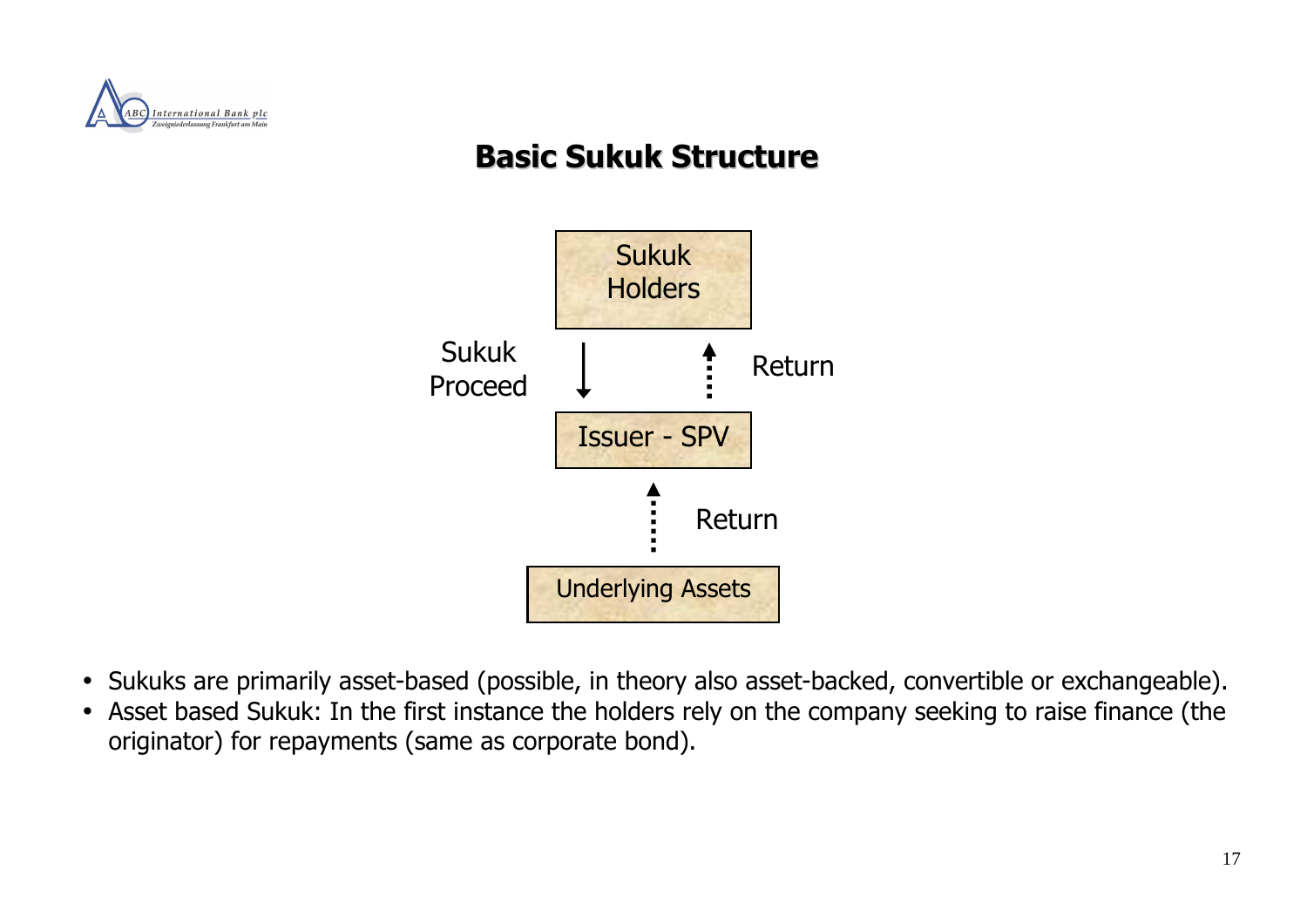## Basic Sukuk Structure

Sukuk Holders

Sukuk Proceed ↓ ↑ Return

Issuer - SPV

↑ Return

Underlying Assets

- Sukuks are primarily asset-based (possible, in theory also asset-backed, convertible or exchangeable).
- Asset based Sukuk: In the first instance the holders rely on the company seeking to raise finance (the originator) for repayments (same as corporate bond).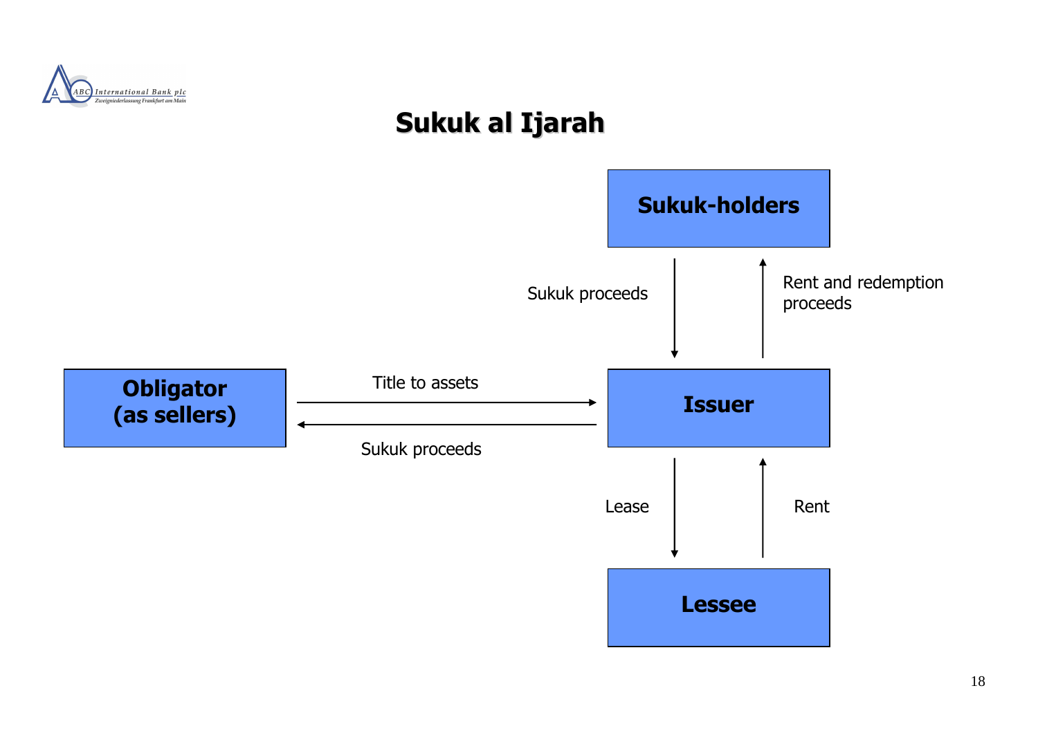# Sukuk al Ijarah

**Sukuk-holders**

Sukuk proceeds

Rent and redemption proceeds

**Obligator (as sellers)**

Title to assets

Sukuk proceeds

**Issuer**

Lease

Rent

**Lessee**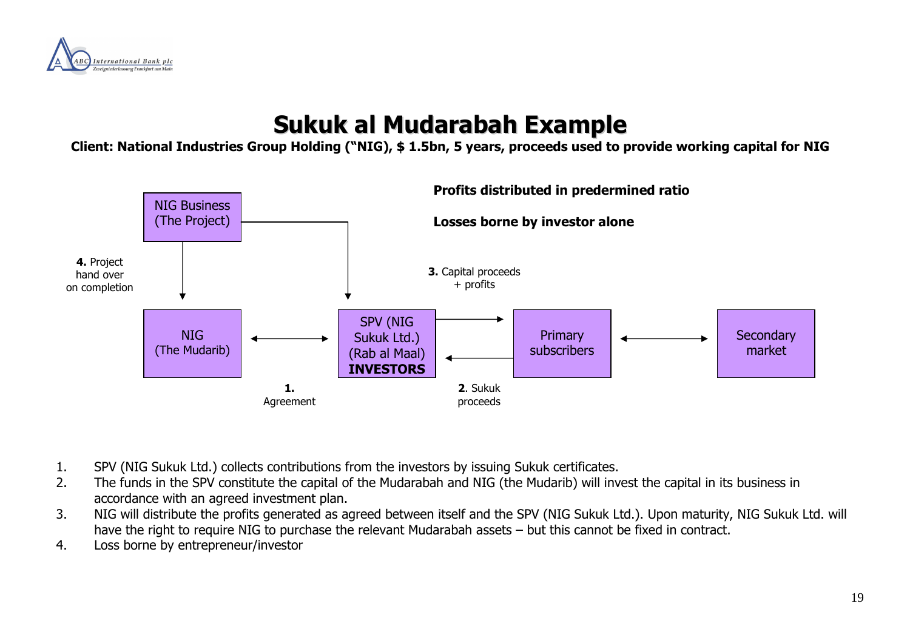# Sukuk al Mudarabah Example

**Client: National Industries Group Holding ("NIG), $ 1.5bn, 5 years, proceeds used to provide working capital for NIG**

**Profits distributed in predermined ratio**

**Losses borne by investor alone**

NIG Business (The Project)

**4.** Project hand over on completion

NIG (The Mudarib)

**1.** Agreement

SPV (NIG Sukuk Ltd.) (Rab al Maal) **INVESTORS**

**3.** Capital proceeds + profits

**2**. Sukuk proceeds

Primary subscribers

Secondary market

1. SPV (NIG Sukuk Ltd.) collects contributions from the investors by issuing Sukuk certificates.
2. The funds in the SPV constitute the capital of the Mudarabah and NIG (the Mudarib) will invest the capital in its business in accordance with an agreed investment plan.
3. NIG will distribute the profits generated as agreed between itself and the SPV (NIG Sukuk Ltd.). Upon maturity, NIG Sukuk Ltd. will have the right to require NIG to purchase the relevant Mudarabah assets – but this cannot be fixed in contract.
4. Loss borne by entrepreneur/investor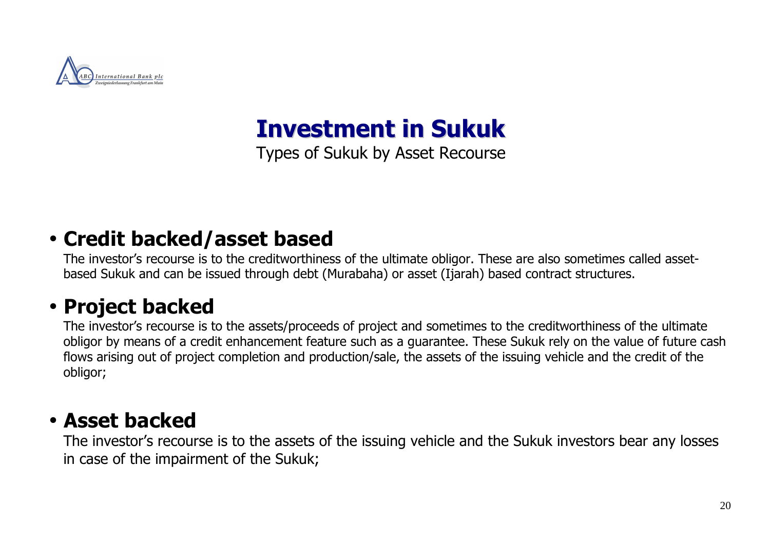# Investment in Sukuk

Types of Sukuk by Asset Recourse

- **Credit backed/asset based**

  The investor's recourse is to the creditworthiness of the ultimate obligor. These are also sometimes called asset-based Sukuk and can be issued through debt (Murabaha) or asset (Ijarah) based contract structures.

- **Project backed**

  The investor's recourse is to the assets/proceeds of project and sometimes to the creditworthiness of the ultimate obligor by means of a credit enhancement feature such as a guarantee. These Sukuk rely on the value of future cash flows arising out of project completion and production/sale, the assets of the issuing vehicle and the credit of the obligor;

- **Asset backed**

  The investor's recourse is to the assets of the issuing vehicle and the Sukuk investors bear any losses in case of the impairment of the Sukuk;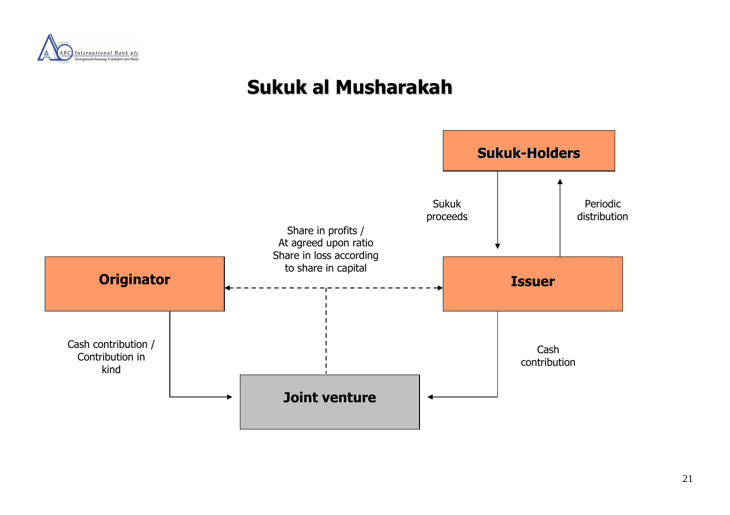# Sukuk al Musharakah

**Sukuk-Holders**

Sukuk proceeds

Periodic distribution

Share in profits / At agreed upon ratio Share in loss according to share in capital

**Originator**

**Issuer**

Cash contribution / Contribution in kind

Cash contribution

**Joint venture**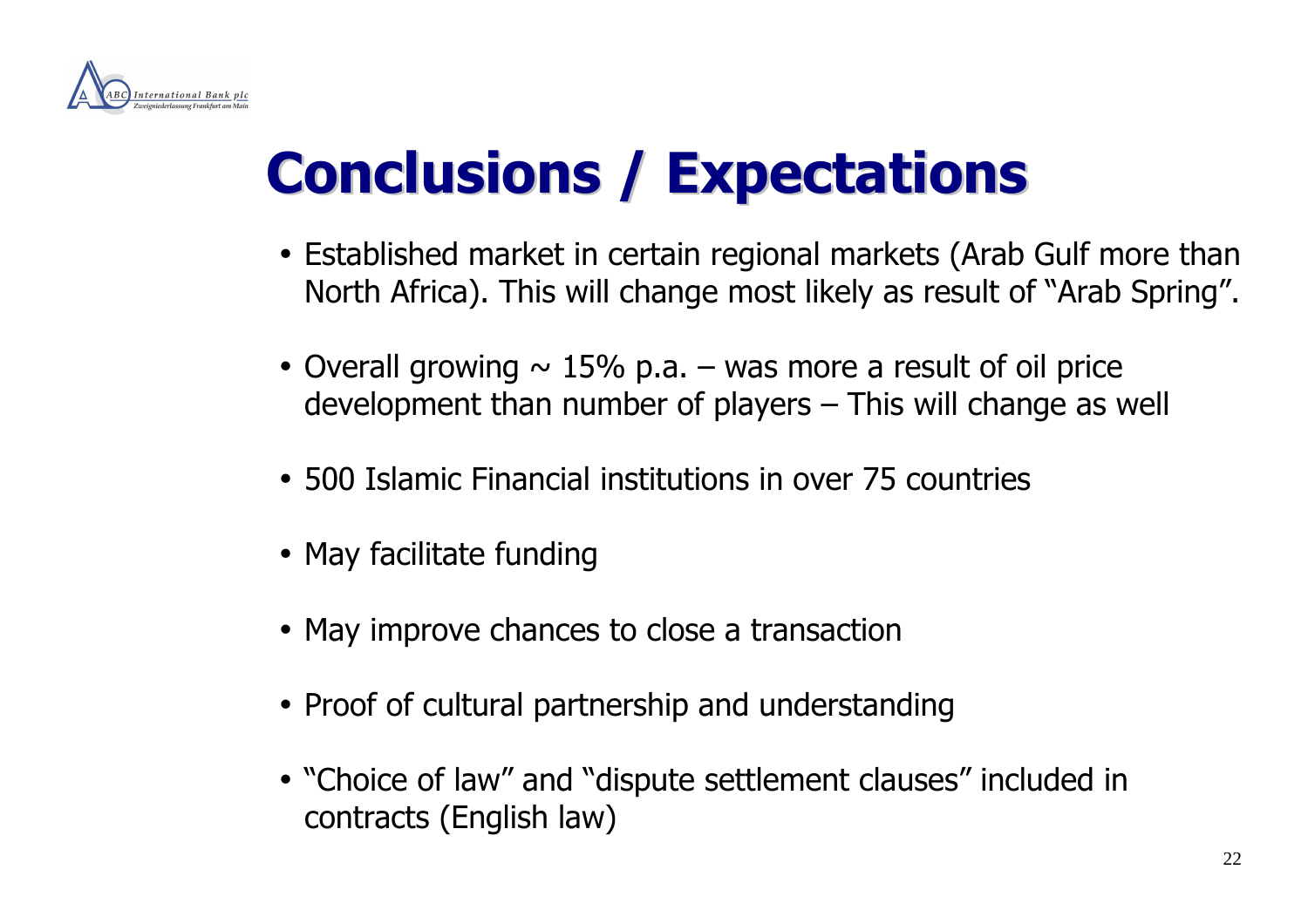# Conclusions / Expectations

- Established market in certain regional markets (Arab Gulf more than North Africa). This will change most likely as result of "Arab Spring".
- Overall growing ~ 15% p.a. – was more a result of oil price development than number of players – This will change as well
- 500 Islamic Financial institutions in over 75 countries
- May facilitate funding
- May improve chances to close a transaction
- Proof of cultural partnership and understanding
- "Choice of law" and "dispute settlement clauses" included in contracts (English law)